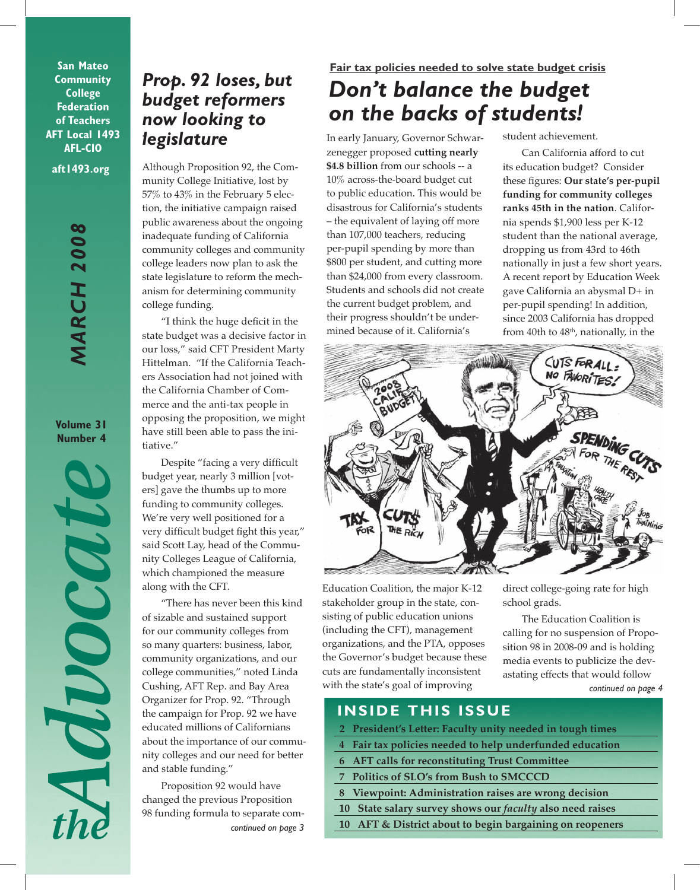San Mateo Community College Federation of Teachers AFT Local 1493 AFL-CIO

aft1493.org

MARCH 2008

Volume 31 Number 4

# the Advocate

## Prop. 92 loses, but budget reformers now looking to legislature

Although Proposition 92, the Community College Initiative, lost by 57% to 43% in the February 5 election, the initiative campaign raised public awareness about the ongoing inadequate funding of California community colleges and community college leaders now plan to ask the state legislature to reform the mechanism for determining community college funding.

"I think the huge deficit in the state budget was a decisive factor in our loss," said CFT President Marty Hittelman. "If the California Teachers Association had not joined with the California Chamber of Commerce and the anti-tax people in opposing the proposition, we might have still been able to pass the initiative."

Despite "facing a very difficult budget year, nearly 3 million [voters] gave the thumbs up to more funding to community colleges. We're very well positioned for a very difficult budget fight this year," said Scott Lay, head of the Community Colleges League of California, which championed the measure along with the CFT.

"There has never been this kind of sizable and sustained support for our community colleges from so many quarters: business, labor, community organizations, and our college communities," noted Linda Cushing, AFT Rep. and Bay Area Organizer for Prop. 92. "Through the campaign for Prop. 92 we have educated millions of Californians about the importance of our community colleges and our need for better and stable funding."

Proposition 92 would have changed the previous Proposition 98 funding formula to separate com-

*continued on page 3*

**Fair tax policies needed to solve state budget crisis**

## Don't balance the budget on the backs of students!

In early January, Governor Schwarzenegger proposed **cutting nearly $4.8 billion** from our schools -- a 10% across-the-board budget cut to public education. This would be disastrous for California's students – the equivalent of laying off more than 107,000 teachers, reducing per-pupil spending by more than $800 per student, and cutting more than $24,000 from every classroom. Students and schools did not create the current budget problem, and their progress shouldn't be undermined because of it. California's Education Coalition, the major K-12 stakeholder group in the state, consisting of public education unions (including the CFT), management organizations, and the PTA, opposes the Governor's budget because these cuts are fundamentally inconsistent with the state's goal of improving student achievement.

Can California afford to cut its education budget? Consider these figures: **Our state's per-pupil funding for community colleges ranks 45th in the nation**. California spends $1,900 less per K-12 student than the national average, dropping us from 43rd to 46th nationally in just a few short years. A recent report by Education Week gave California an abysmal D+ in per-pupil spending! In addition, since 2003 California has dropped from 40th to 48th, nationally, in the direct college-going rate for high school grads.

The Education Coalition is calling for no suspension of Proposition 98 in 2008-09 and is holding media events to publicize the devastating effects that would follow

*continued on page 4*

## INSIDE THIS ISSUE

- 2 President's Letter: Faculty unity needed in tough times
- 4 Fair tax policies needed to help underfunded education
- 6 AFT calls for reconstituting Trust Committee
- 7 Politics of SLO's from Bush to SMCCCD
- 8 Viewpoint: Administration raises are wrong decision
- 10 State salary survey shows our *faculty* also need raises
- 10 AFT & District about to begin bargaining on reopeners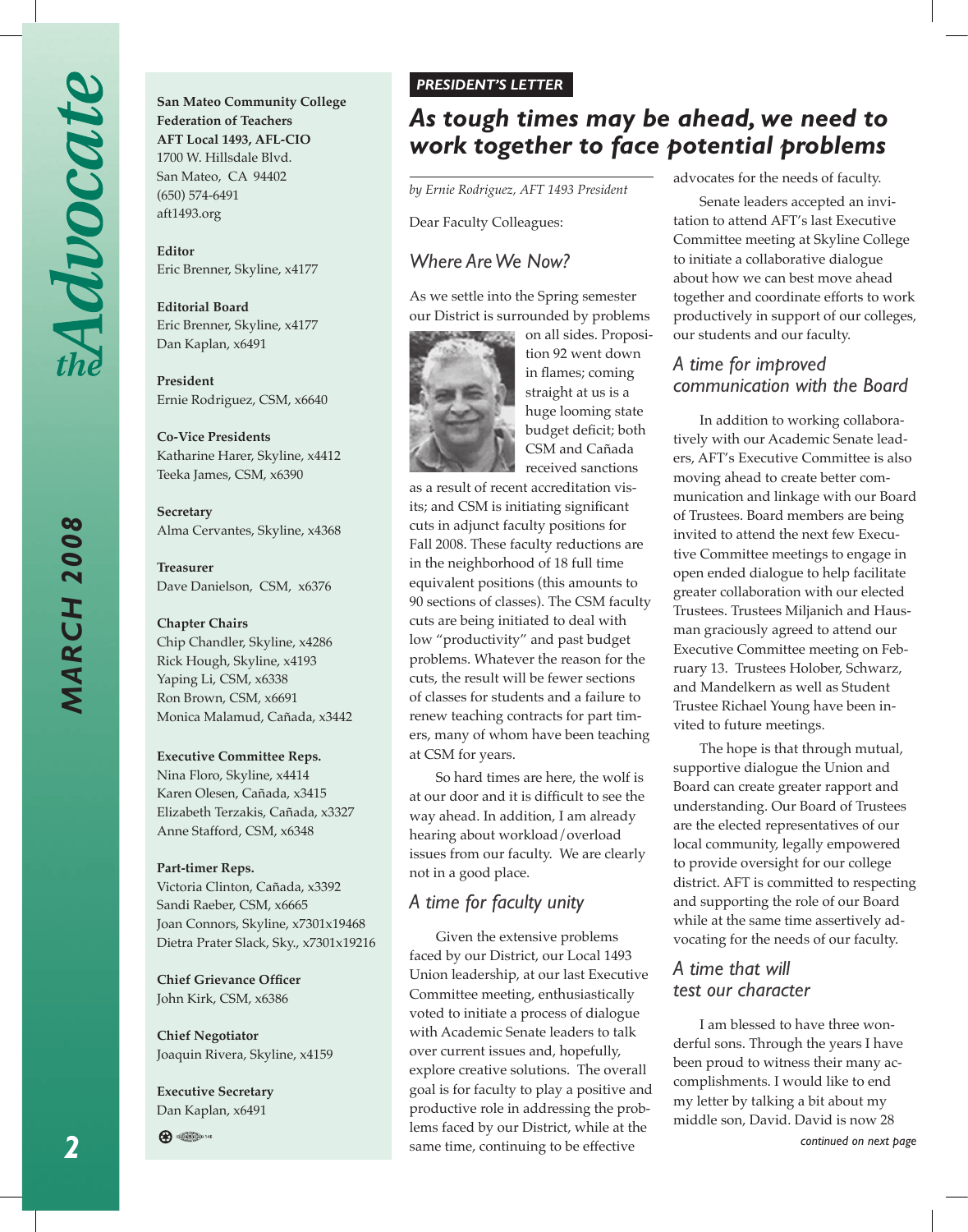**San Mateo Community College Federation of Teachers**
**AFT Local 1493, AFL-CIO**
1700 W. Hillsdale Blvd.
San Mateo, CA 94402
(650) 574-6491
aft1493.org

**Editor**
Eric Brenner, Skyline, x4177

**Editorial Board**
Eric Brenner, Skyline, x4177
Dan Kaplan, x6491

**President**
Ernie Rodriguez, CSM, x6640

**Co-Vice Presidents**
Katharine Harer, Skyline, x4412
Teeka James, CSM, x6390

**Secretary**
Alma Cervantes, Skyline, x4368

**Treasurer**
Dave Danielson, CSM, x6376

**Chapter Chairs**
Chip Chandler, Skyline, x4286
Rick Hough, Skyline, x4193
Yaping Li, CSM, x6338
Ron Brown, CSM, x6691
Monica Malamud, Cañada, x3442

**Executive Committee Reps.**
Nina Floro, Skyline, x4414
Karen Olesen, Cañada, x3415
Elizabeth Terzakis, Cañada, x3327
Anne Stafford, CSM, x6348

**Part-timer Reps.**
Victoria Clinton, Cañada, x3392
Sandi Raeber, CSM, x6665
Joan Connors, Skyline, x7301x19468
Dietra Prater Slack, Sky., x7301x19216

**Chief Grievance Officer**
John Kirk, CSM, x6386

**Chief Negotiator**
Joaquin Rivera, Skyline, x4159

**Executive Secretary**
Dan Kaplan, x6491

**PRESIDENT'S LETTER**

# As tough times may be ahead, we need to work together to face potential problems

*by Ernie Rodriguez, AFT 1493 President*

Dear Faculty Colleagues:

## Where Are We Now?

As we settle into the Spring semester our District is surrounded by problems on all sides. Proposition 92 went down in flames; coming straight at us is a huge looming state budget deficit; both CSM and Cañada received sanctions as a result of recent accreditation visits; and CSM is initiating significant cuts in adjunct faculty positions for Fall 2008. These faculty reductions are in the neighborhood of 18 full time equivalent positions (this amounts to 90 sections of classes). The CSM faculty cuts are being initiated to deal with low "productivity" and past budget problems. Whatever the reason for the cuts, the result will be fewer sections of classes for students and a failure to renew teaching contracts for part timers, many of whom have been teaching at CSM for years.

So hard times are here, the wolf is at our door and it is difficult to see the way ahead. In addition, I am already hearing about workload/overload issues from our faculty. We are clearly not in a good place.

## A time for faculty unity

Given the extensive problems faced by our District, our Local 1493 Union leadership, at our last Executive Committee meeting, enthusiastically voted to initiate a process of dialogue with Academic Senate leaders to talk over current issues and, hopefully, explore creative solutions. The overall goal is for faculty to play a positive and productive role in addressing the problems faced by our District, while at the same time, continuing to be effective advocates for the needs of faculty.

Senate leaders accepted an invitation to attend AFT's last Executive Committee meeting at Skyline College to initiate a collaborative dialogue about how we can best move ahead together and coordinate efforts to work productively in support of our colleges, our students and our faculty.

## A time for improved communication with the Board

In addition to working collaboratively with our Academic Senate leaders, AFT's Executive Committee is also moving ahead to create better communication and linkage with our Board of Trustees. Board members are being invited to attend the next few Executive Committee meetings to engage in open ended dialogue to help facilitate greater collaboration with our elected Trustees. Trustees Miljanich and Hausman graciously agreed to attend our Executive Committee meeting on February 13. Trustees Holober, Schwarz, and Mandelkern as well as Student Trustee Richael Young have been invited to future meetings.

The hope is that through mutual, supportive dialogue the Union and Board can create greater rapport and understanding. Our Board of Trustees are the elected representatives of our local community, legally empowered to provide oversight for our college district. AFT is committed to respecting and supporting the role of our Board while at the same time assertively advocating for the needs of our faculty.

## A time that will test our character

I am blessed to have three wonderful sons. Through the years I have been proud to witness their many accomplishments. I would like to end my letter by talking a bit about my middle son, David. David is now 28

*continued on next page*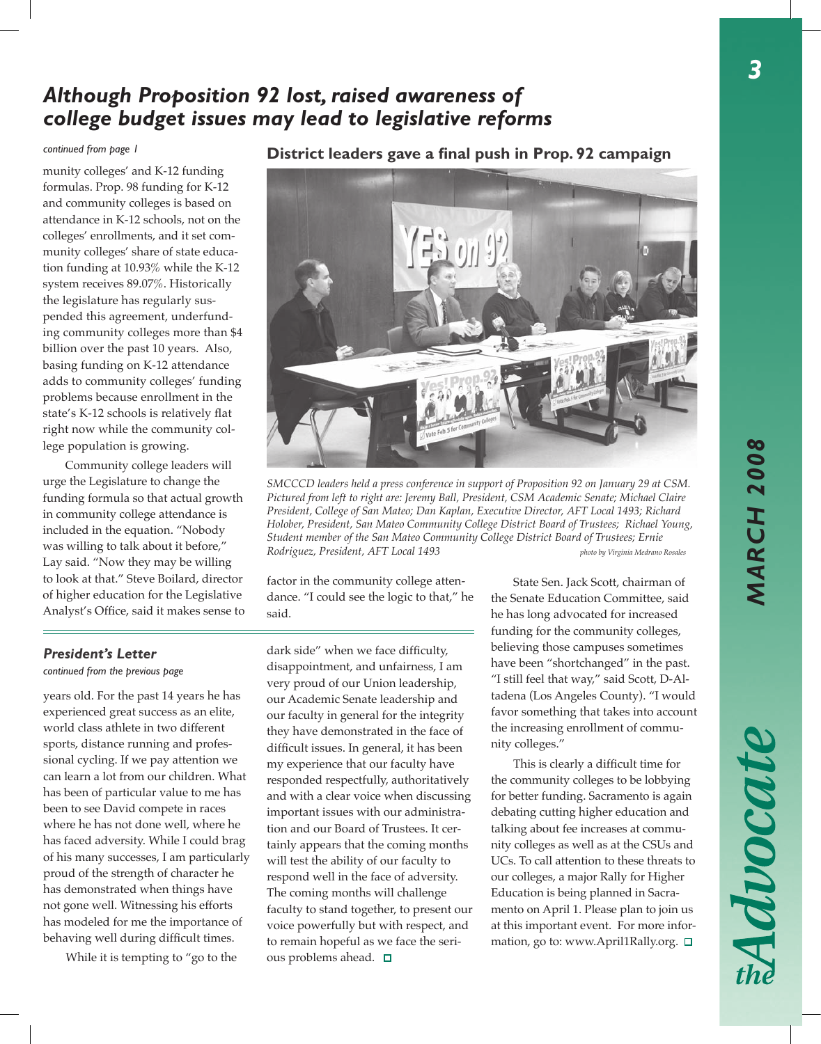# Although Proposition 92 lost, raised awareness of college budget issues may lead to legislative reforms

*continued from page 1*

munity colleges' and K-12 funding formulas. Prop. 98 funding for K-12 and community colleges is based on attendance in K-12 schools, not on the colleges' enrollments, and it set community colleges' share of state education funding at 10.93% while the K-12 system receives 89.07%. Historically the legislature has regularly suspended this agreement, underfunding community colleges more than $4 billion over the past 10 years. Also, basing funding on K-12 attendance adds to community colleges' funding problems because enrollment in the state's K-12 schools is relatively flat right now while the community college population is growing.

Community college leaders will urge the Legislature to change the funding formula so that actual growth in community college attendance is included in the equation. "Nobody was willing to talk about it before," Lay said. "Now they may be willing to look at that." Steve Boilard, director of higher education for the Legislative Analyst's Office, said it makes sense to factor in the community college attendance. "I could see the logic to that," he said.

## District leaders gave a final push in Prop. 92 campaign

*SMCCCD leaders held a press conference in support of Proposition 92 on January 29 at CSM. Pictured from left to right are: Jeremy Ball, President, CSM Academic Senate; Michael Claire President, College of San Mateo; Dan Kaplan, Executive Director, AFT Local 1493; Richard Holober, President, San Mateo Community College District Board of Trustees; Richael Young, Student member of the San Mateo Community College District Board of Trustees; Ernie Rodriguez, President, AFT Local 1493* *photo by Virginia Medrano Rosales*

State Sen. Jack Scott, chairman of the Senate Education Committee, said he has long advocated for increased funding for the community colleges, believing those campuses sometimes have been "shortchanged" in the past. "I still feel that way," said Scott, D-Altadena (Los Angeles County). "I would favor something that takes into account the increasing enrollment of community colleges."

This is clearly a difficult time for the community colleges to be lobbying for better funding. Sacramento is again debating cutting higher education and talking about fee increases at community colleges as well as at the CSUs and UCs. To call attention to these threats to our colleges, a major Rally for Higher Education is being planned in Sacramento on April 1. Please plan to join us at this important event. For more information, go to: www.April1Rally.org. ◻

---

## President's Letter

*continued from the previous page*

years old. For the past 14 years he has experienced great success as an elite, world class athlete in two different sports, distance running and professional cycling. If we pay attention we can learn a lot from our children. What has been of particular value to me has been to see David compete in races where he has not done well, where he has faced adversity. While I could brag of his many successes, I am particularly proud of the strength of character he has demonstrated when things have not gone well. Witnessing his efforts has modeled for me the importance of behaving well during difficult times.

While it is tempting to "go to the dark side" when we face difficulty, disappointment, and unfairness, I am very proud of our Union leadership, our Academic Senate leadership and our faculty in general for the integrity they have demonstrated in the face of difficult issues. In general, it has been my experience that our faculty have responded respectfully, authoritatively and with a clear voice when discussing important issues with our administration and our Board of Trustees. It certainly appears that the coming months will test the ability of our faculty to respond well in the face of adversity. The coming months will challenge faculty to stand together, to present our voice powerfully but with respect, and to remain hopeful as we face the serious problems ahead. ◻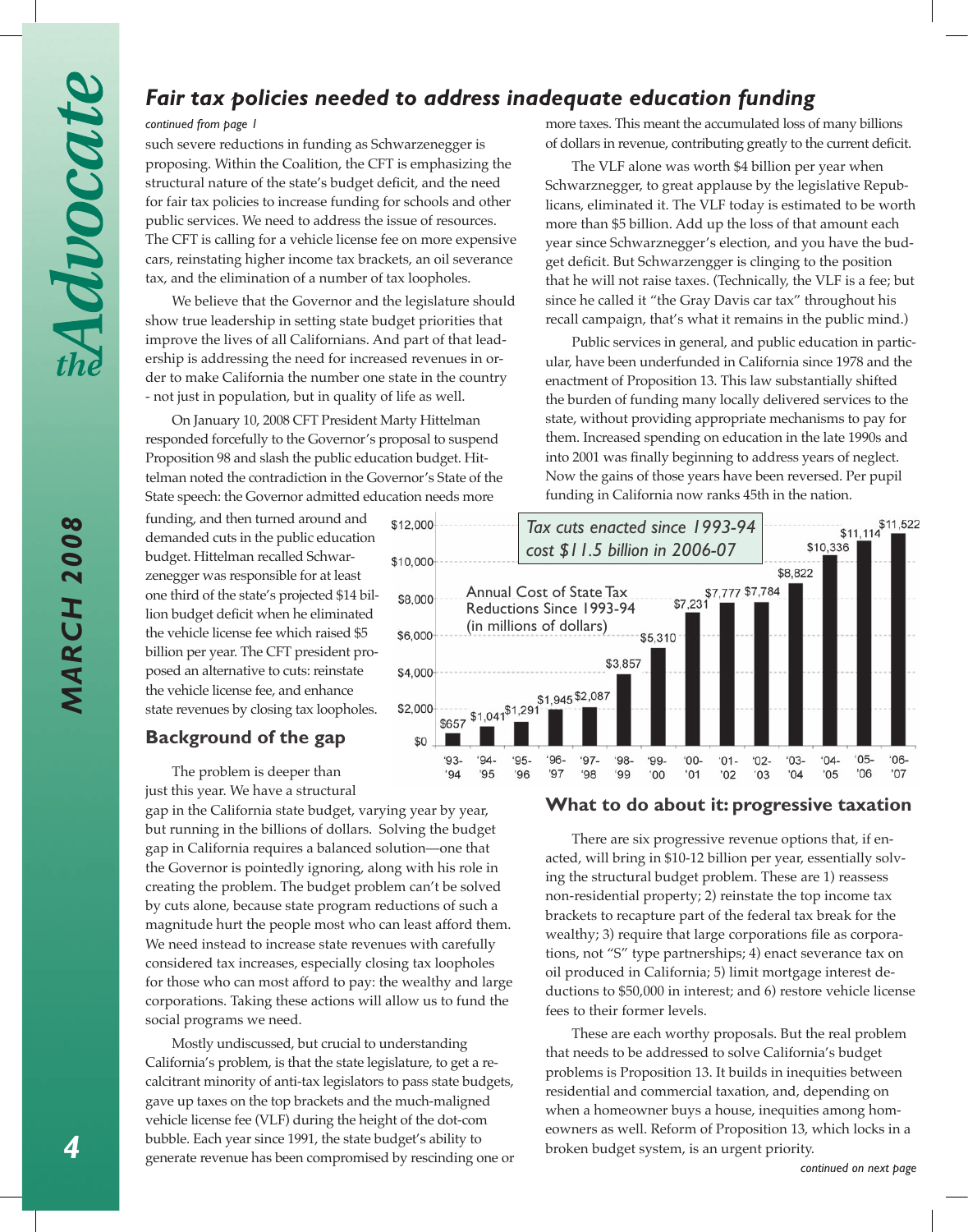## *Fair tax policies needed to address inadequate education funding*

*continued from page 1*

such severe reductions in funding as Schwarzenegger is proposing. Within the Coalition, the CFT is emphasizing the structural nature of the state's budget deficit, and the need for fair tax policies to increase funding for schools and other public services. We need to address the issue of resources. The CFT is calling for a vehicle license fee on more expensive cars, reinstating higher income tax brackets, an oil severance tax, and the elimination of a number of tax loopholes.

We believe that the Governor and the legislature should show true leadership in setting state budget priorities that improve the lives of all Californians. And part of that leadership is addressing the need for increased revenues in order to make California the number one state in the country - not just in population, but in quality of life as well.

On January 10, 2008 CFT President Marty Hittelman responded forcefully to the Governor's proposal to suspend Proposition 98 and slash the public education budget. Hittelman noted the contradiction in the Governor's State of the State speech: the Governor admitted education needs more funding, and then turned around and demanded cuts in the public education budget. Hittelman recalled Schwarzenegger was responsible for at least one third of the state's projected $14 billion budget deficit when he eliminated the vehicle license fee which raised $5 billion per year. The CFT president proposed an alternative to cuts: reinstate the vehicle license fee, and enhance state revenues by closing tax loopholes.

### Background of the gap

The problem is deeper than just this year. We have a structural gap in the California state budget, varying year by year, but running in the billions of dollars. Solving the budget gap in California requires a balanced solution—one that the Governor is pointedly ignoring, along with his role in creating the problem. The budget problem can't be solved by cuts alone, because state program reductions of such a magnitude hurt the people most who can least afford them. We need instead to increase state revenues with carefully considered tax increases, especially closing tax loopholes for those who can most afford to pay: the wealthy and large corporations. Taking these actions will allow us to fund the social programs we need.

Mostly undiscussed, but crucial to understanding California's problem, is that the state legislature, to get a recalcitrant minority of anti-tax legislators to pass state budgets, gave up taxes on the top brackets and the much-maligned vehicle license fee (VLF) during the height of the dot-com bubble. Each year since 1991, the state budget's ability to generate revenue has been compromised by rescinding one or more taxes. This meant the accumulated loss of many billions of dollars in revenue, contributing greatly to the current deficit.

The VLF alone was worth $4 billion per year when Schwarznegger, to great applause by the legislative Republicans, eliminated it. The VLF today is estimated to be worth more than $5 billion. Add up the loss of that amount each year since Schwarznegger's election, and you have the budget deficit. But Schwarzengger is clinging to the position that he will not raise taxes. (Technically, the VLF is a fee; but since he called it "the Gray Davis car tax" throughout his recall campaign, that's what it remains in the public mind.)

Public services in general, and public education in particular, have been underfunded in California since 1978 and the enactment of Proposition 13. This law substantially shifted the burden of funding many locally delivered services to the state, without providing appropriate mechanisms to pay for them. Increased spending on education in the late 1990s and into 2001 was finally beginning to address years of neglect. Now the gains of those years have been reversed. Per pupil funding in California now ranks 45th in the nation.

*Tax cuts enacted since 1993-94 cost $11.5 billion in 2006-07*

Annual Cost of State Tax Reductions Since 1993-94 (in millions of dollars)

| Year | Cost |
|---|---|
| '93-'94 | $657 |
| '94-'95 | $1,041 |
| '95-'96 | $1,291 |
| '96-'97 | $1,945 |
| '97-'98 | $2,087 |
| '98-'99 | $3,857 |
| '99-'00 | $5,310 |
| '00-'01 | $7,231 |
| '01-'02 | $7,777 |
| '02-'03 | $7,784 |
| '03-'04 | $8,822 |
| '04-'05 | $10,336 |
| '05-'06 | $11,114 |
| '06-'07 | $11,522 |

### What to do about it: progressive taxation

There are six progressive revenue options that, if enacted, will bring in $10-12 billion per year, essentially solving the structural budget problem. These are 1) reassess non-residential property; 2) reinstate the top income tax brackets to recapture part of the federal tax break for the wealthy; 3) require that large corporations file as corporations, not "S" type partnerships; 4) enact severance tax on oil produced in California; 5) limit mortgage interest deductions to $50,000 in interest; and 6) restore vehicle license fees to their former levels.

These are each worthy proposals. But the real problem that needs to be addressed to solve California's budget problems is Proposition 13. It builds in inequities between residential and commercial taxation, and, depending on when a homeowner buys a house, inequities among homeowners as well. Reform of Proposition 13, which locks in a broken budget system, is an urgent priority.

*continued on next page*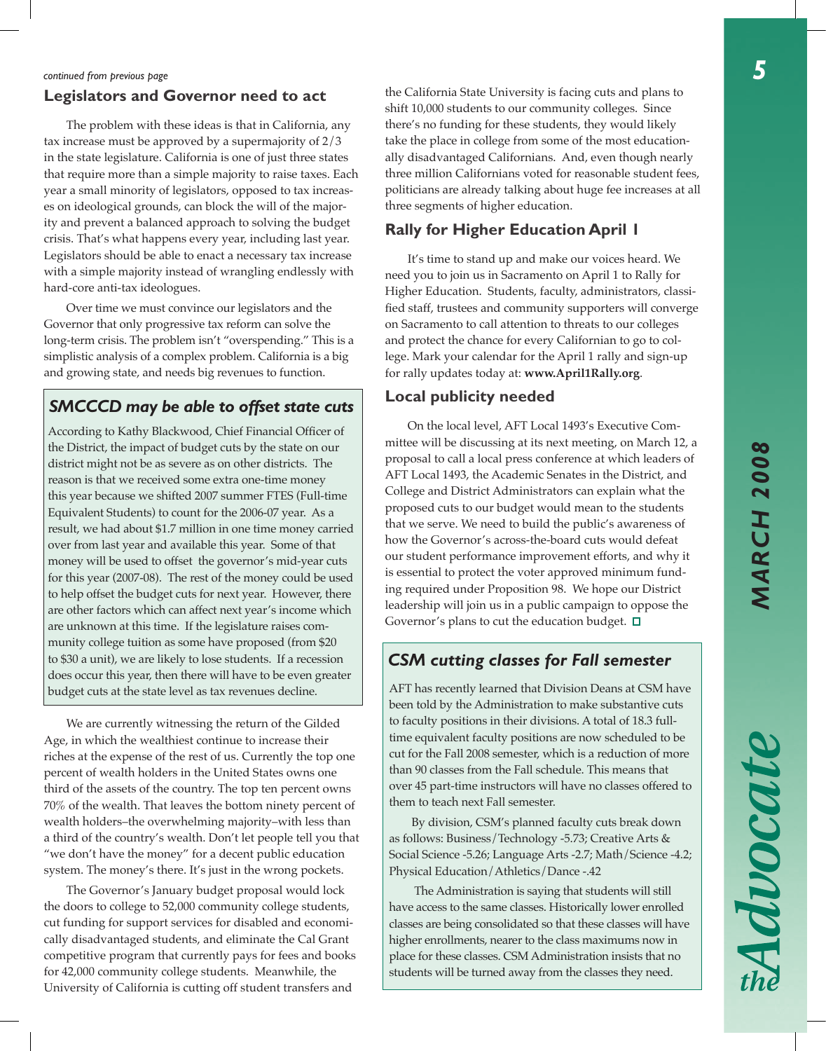*continued from previous page*

## Legislators and Governor need to act

The problem with these ideas is that in California, any tax increase must be approved by a supermajority of 2/3 in the state legislature. California is one of just three states that require more than a simple majority to raise taxes. Each year a small minority of legislators, opposed to tax increases on ideological grounds, can block the will of the majority and prevent a balanced approach to solving the budget crisis. That's what happens every year, including last year. Legislators should be able to enact a necessary tax increase with a simple majority instead of wrangling endlessly with hard-core anti-tax ideologues.

Over time we must convince our legislators and the Governor that only progressive tax reform can solve the long-term crisis. The problem isn't "overspending." This is a simplistic analysis of a complex problem. California is a big and growing state, and needs big revenues to function.

### *SMCCCD may be able to offset state cuts*

According to Kathy Blackwood, Chief Financial Officer of the District, the impact of budget cuts by the state on our district might not be as severe as on other districts. The reason is that we received some extra one-time money this year because we shifted 2007 summer FTES (Full-time Equivalent Students) to count for the 2006-07 year. As a result, we had about $1.7 million in one time money carried over from last year and available this year. Some of that money will be used to offset the governor's mid-year cuts for this year (2007-08). The rest of the money could be used to help offset the budget cuts for next year. However, there are other factors which can affect next year's income which are unknown at this time. If the legislature raises community college tuition as some have proposed (from $20 to $30 a unit), we are likely to lose students. If a recession does occur this year, then there will have to be even greater budget cuts at the state level as tax revenues decline.

We are currently witnessing the return of the Gilded Age, in which the wealthiest continue to increase their riches at the expense of the rest of us. Currently the top one percent of wealth holders in the United States owns one third of the assets of the country. The top ten percent owns 70% of the wealth. That leaves the bottom ninety percent of wealth holders–the overwhelming majority–with less than a third of the country's wealth. Don't let people tell you that "we don't have the money" for a decent public education system. The money's there. It's just in the wrong pockets.

The Governor's January budget proposal would lock the doors to college to 52,000 community college students, cut funding for support services for disabled and economically disadvantaged students, and eliminate the Cal Grant competitive program that currently pays for fees and books for 42,000 community college students. Meanwhile, the University of California is cutting off student transfers and the California State University is facing cuts and plans to shift 10,000 students to our community colleges. Since there's no funding for these students, they would likely take the place in college from some of the most educationally disadvantaged Californians. And, even though nearly three million Californians voted for reasonable student fees, politicians are already talking about huge fee increases at all three segments of higher education.

## Rally for Higher Education April 1

It's time to stand up and make our voices heard. We need you to join us in Sacramento on April 1 to Rally for Higher Education. Students, faculty, administrators, classified staff, trustees and community supporters will converge on Sacramento to call attention to threats to our colleges and protect the chance for every Californian to go to college. Mark your calendar for the April 1 rally and sign-up for rally updates today at: **www.April1Rally.org**.

## Local publicity needed

On the local level, AFT Local 1493's Executive Committee will be discussing at its next meeting, on March 12, a proposal to call a local press conference at which leaders of AFT Local 1493, the Academic Senates in the District, and College and District Administrators can explain what the proposed cuts to our budget would mean to the students that we serve. We need to build the public's awareness of how the Governor's across-the-board cuts would defeat our student performance improvement efforts, and why it is essential to protect the voter approved minimum funding required under Proposition 98. We hope our District leadership will join us in a public campaign to oppose the Governor's plans to cut the education budget. □

### *CSM cutting classes for Fall semester*

AFT has recently learned that Division Deans at CSM have been told by the Administration to make substantive cuts to faculty positions in their divisions. A total of 18.3 full-time equivalent faculty positions are now scheduled to be cut for the Fall 2008 semester, which is a reduction of more than 90 classes from the Fall schedule. This means that over 45 part-time instructors will have no classes offered to them to teach next Fall semester.

By division, CSM's planned faculty cuts break down as follows: Business/Technology -5.73; Creative Arts & Social Science -5.26; Language Arts -2.7; Math/Science -4.2; Physical Education/Athletics/Dance -.42

The Administration is saying that students will still have access to the same classes. Historically lower enrolled classes are being consolidated so that these classes will have higher enrollments, nearer to the class maximums now in place for these classes. CSM Administration insists that no students will be turned away from the classes they need.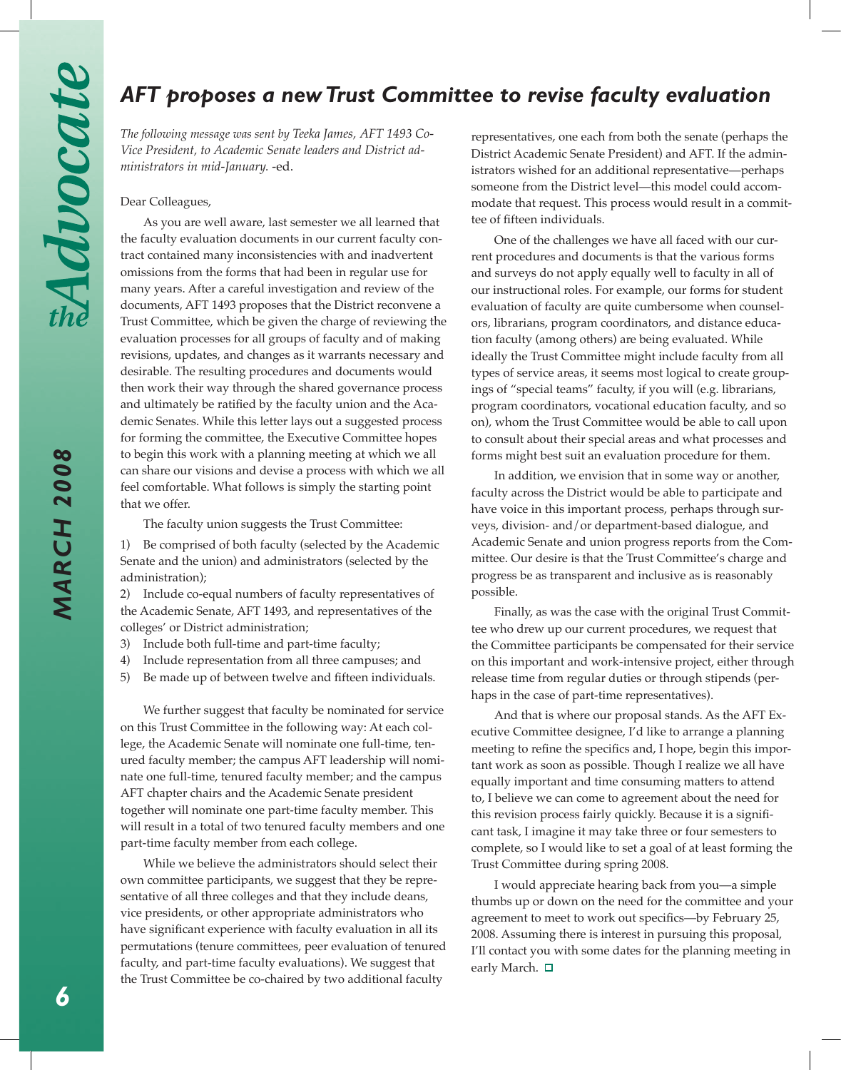# AFT proposes a new Trust Committee to revise faculty evaluation

*The following message was sent by Teeka James, AFT 1493 Co-Vice President, to Academic Senate leaders and District administrators in mid-January.* -ed.

Dear Colleagues,

As you are well aware, last semester we all learned that the faculty evaluation documents in our current faculty contract contained many inconsistencies with and inadvertent omissions from the forms that had been in regular use for many years. After a careful investigation and review of the documents, AFT 1493 proposes that the District reconvene a Trust Committee, which be given the charge of reviewing the evaluation processes for all groups of faculty and of making revisions, updates, and changes as it warrants necessary and desirable. The resulting procedures and documents would then work their way through the shared governance process and ultimately be ratified by the faculty union and the Academic Senates. While this letter lays out a suggested process for forming the committee, the Executive Committee hopes to begin this work with a planning meeting at which we all can share our visions and devise a process with which we all feel comfortable. What follows is simply the starting point that we offer.

The faculty union suggests the Trust Committee:

1) Be comprised of both faculty (selected by the Academic Senate and the union) and administrators (selected by the administration);
2) Include co-equal numbers of faculty representatives of the Academic Senate, AFT 1493, and representatives of the colleges' or District administration;
3) Include both full-time and part-time faculty;
4) Include representation from all three campuses; and
5) Be made up of between twelve and fifteen individuals.

We further suggest that faculty be nominated for service on this Trust Committee in the following way: At each college, the Academic Senate will nominate one full-time, tenured faculty member; the campus AFT leadership will nominate one full-time, tenured faculty member; and the campus AFT chapter chairs and the Academic Senate president together will nominate one part-time faculty member. This will result in a total of two tenured faculty members and one part-time faculty member from each college.

While we believe the administrators should select their own committee participants, we suggest that they be representative of all three colleges and that they include deans, vice presidents, or other appropriate administrators who have significant experience with faculty evaluation in all its permutations (tenure committees, peer evaluation of tenured faculty, and part-time faculty evaluations). We suggest that the Trust Committee be co-chaired by two additional faculty representatives, one each from both the senate (perhaps the District Academic Senate President) and AFT. If the administrators wished for an additional representative—perhaps someone from the District level—this model could accommodate that request. This process would result in a committee of fifteen individuals.

One of the challenges we have all faced with our current procedures and documents is that the various forms and surveys do not apply equally well to faculty in all of our instructional roles. For example, our forms for student evaluation of faculty are quite cumbersome when counselors, librarians, program coordinators, and distance education faculty (among others) are being evaluated. While ideally the Trust Committee might include faculty from all types of service areas, it seems most logical to create groupings of "special teams" faculty, if you will (e.g. librarians, program coordinators, vocational education faculty, and so on), whom the Trust Committee would be able to call upon to consult about their special areas and what processes and forms might best suit an evaluation procedure for them.

In addition, we envision that in some way or another, faculty across the District would be able to participate and have voice in this important process, perhaps through surveys, division- and/or department-based dialogue, and Academic Senate and union progress reports from the Committee. Our desire is that the Trust Committee's charge and progress be as transparent and inclusive as is reasonably possible.

Finally, as was the case with the original Trust Committee who drew up our current procedures, we request that the Committee participants be compensated for their service on this important and work-intensive project, either through release time from regular duties or through stipends (perhaps in the case of part-time representatives).

And that is where our proposal stands. As the AFT Executive Committee designee, I'd like to arrange a planning meeting to refine the specifics and, I hope, begin this important work as soon as possible. Though I realize we all have equally important and time consuming matters to attend to, I believe we can come to agreement about the need for this revision process fairly quickly. Because it is a significant task, I imagine it may take three or four semesters to complete, so I would like to set a goal of at least forming the Trust Committee during spring 2008.

I would appreciate hearing back from you—a simple thumbs up or down on the need for the committee and your agreement to meet to work out specifics—by February 25, 2008. Assuming there is interest in pursuing this proposal, I'll contact you with some dates for the planning meeting in early March.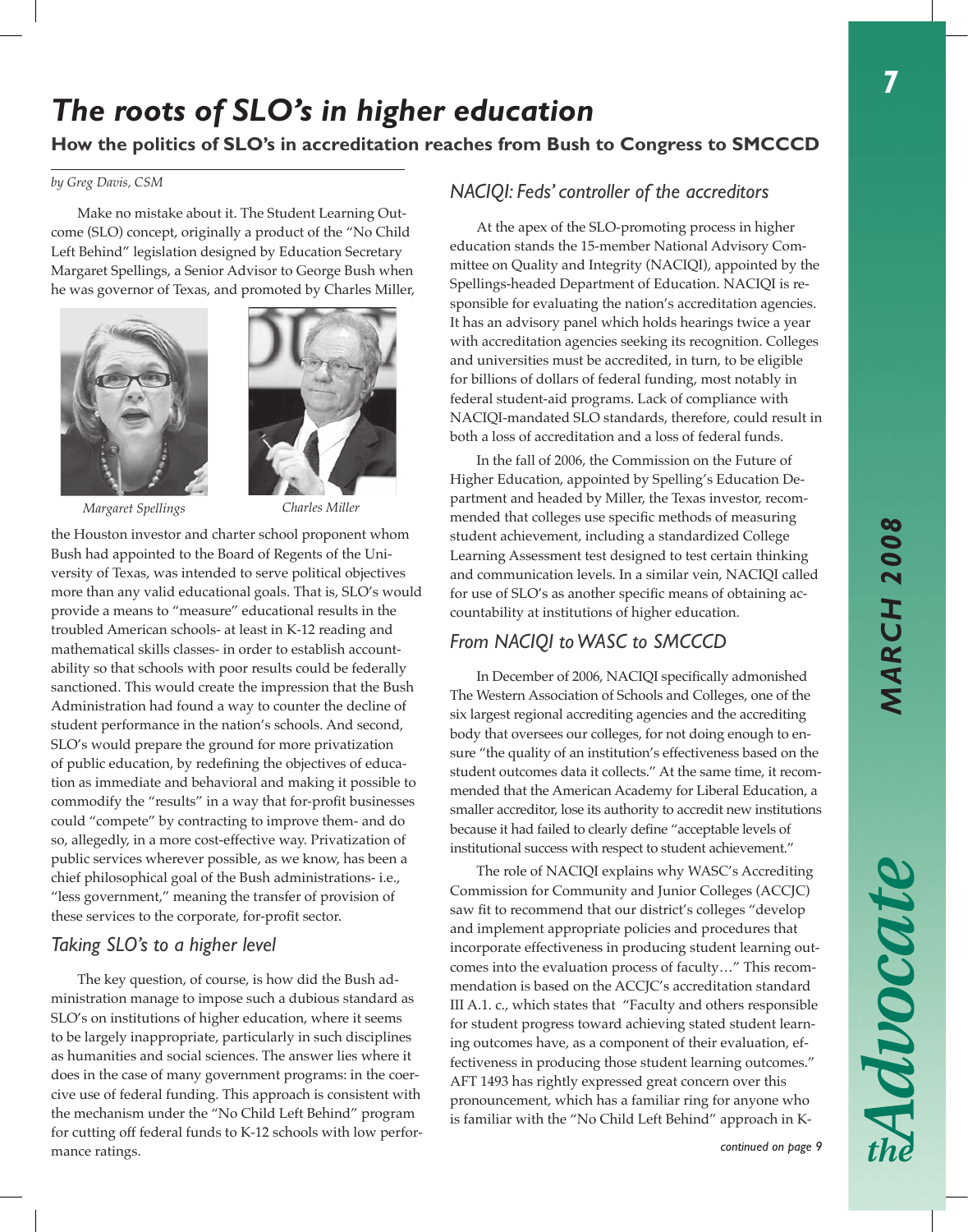# The roots of SLO's in higher education

**How the politics of SLO's in accreditation reaches from Bush to Congress to SMCCCD**

*by Greg Davis, CSM*

Make no mistake about it. The Student Learning Outcome (SLO) concept, originally a product of the "No Child Left Behind" legislation designed by Education Secretary Margaret Spellings, a Senior Advisor to George Bush when he was governor of Texas, and promoted by Charles Miller, the Houston investor and charter school proponent whom Bush had appointed to the Board of Regents of the University of Texas, was intended to serve political objectives more than any valid educational goals. That is, SLO's would provide a means to "measure" educational results in the troubled American schools- at least in K-12 reading and mathematical skills classes- in order to establish accountability so that schools with poor results could be federally sanctioned. This would create the impression that the Bush Administration had found a way to counter the decline of student performance in the nation's schools. And second, SLO's would prepare the ground for more privatization of public education, by redefining the objectives of education as immediate and behavioral and making it possible to commodify the "results" in a way that for-profit businesses could "compete" by contracting to improve them- and do so, allegedly, in a more cost-effective way. Privatization of public services wherever possible, as we know, has been a chief philosophical goal of the Bush administrations- i.e., "less government," meaning the transfer of provision of these services to the corporate, for-profit sector.

*Margaret Spellings*

*Charles Miller*

## *Taking SLO's to a higher level*

The key question, of course, is how did the Bush administration manage to impose such a dubious standard as SLO's on institutions of higher education, where it seems to be largely inappropriate, particularly in such disciplines as humanities and social sciences. The answer lies where it does in the case of many government programs: in the coercive use of federal funding. This approach is consistent with the mechanism under the "No Child Left Behind" program for cutting off federal funds to K-12 schools with low performance ratings.

## *NACIQI: Feds' controller of the accreditors*

At the apex of the SLO-promoting process in higher education stands the 15-member National Advisory Committee on Quality and Integrity (NACIQI), appointed by the Spellings-headed Department of Education. NACIQI is responsible for evaluating the nation's accreditation agencies. It has an advisory panel which holds hearings twice a year with accreditation agencies seeking its recognition. Colleges and universities must be accredited, in turn, to be eligible for billions of dollars of federal funding, most notably in federal student-aid programs. Lack of compliance with NACIQI-mandated SLO standards, therefore, could result in both a loss of accreditation and a loss of federal funds.

In the fall of 2006, the Commission on the Future of Higher Education, appointed by Spelling's Education Department and headed by Miller, the Texas investor, recommended that colleges use specific methods of measuring student achievement, including a standardized College Learning Assessment test designed to test certain thinking and communication levels. In a similar vein, NACIQI called for use of SLO's as another specific means of obtaining accountability at institutions of higher education.

## *From NACIQI to WASC to SMCCCD*

In December of 2006, NACIQI specifically admonished The Western Association of Schools and Colleges, one of the six largest regional accrediting agencies and the accrediting body that oversees our colleges, for not doing enough to ensure "the quality of an institution's effectiveness based on the student outcomes data it collects." At the same time, it recommended that the American Academy for Liberal Education, a smaller accreditor, lose its authority to accredit new institutions because it had failed to clearly define "acceptable levels of institutional success with respect to student achievement."

The role of NACIQI explains why WASC's Accrediting Commission for Community and Junior Colleges (ACCJC) saw fit to recommend that our district's colleges "develop and implement appropriate policies and procedures that incorporate effectiveness in producing student learning outcomes into the evaluation process of faculty…" This recommendation is based on the ACCJC's accreditation standard III A.1. c., which states that "Faculty and others responsible for student progress toward achieving stated student learning outcomes have, as a component of their evaluation, effectiveness in producing those student learning outcomes." AFT 1493 has rightly expressed great concern over this pronouncement, which has a familiar ring for anyone who is familiar with the "No Child Left Behind" approach in K-

*continued on page 9*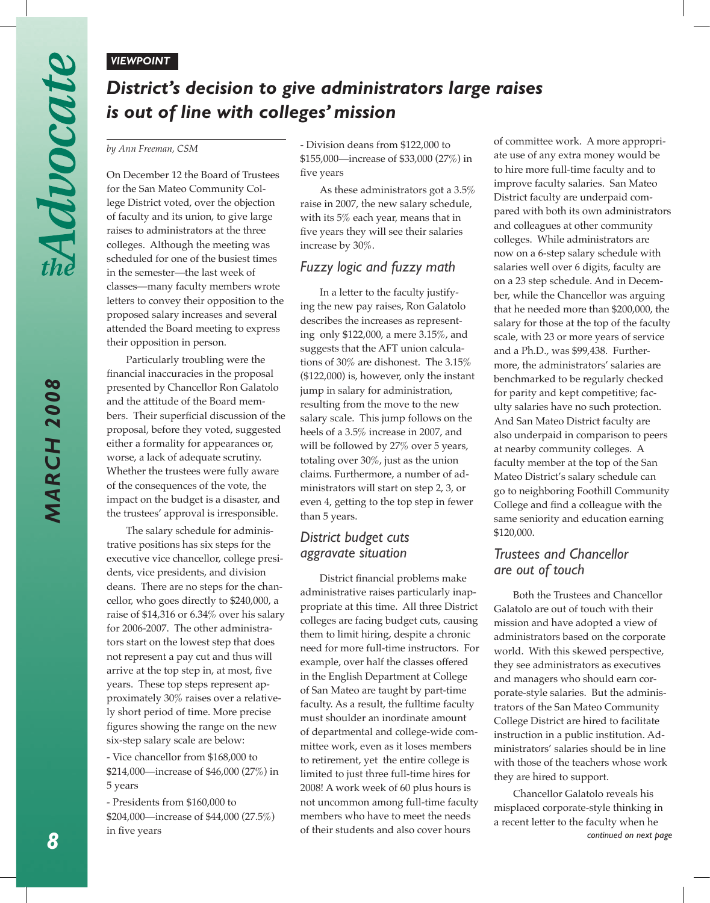*VIEWPOINT*

# *District's decision to give administrators large raises is out of line with colleges' mission*

*by Ann Freeman, CSM*

On December 12 the Board of Trustees for the San Mateo Community College District voted, over the objection of faculty and its union, to give large raises to administrators at the three colleges. Although the meeting was scheduled for one of the busiest times in the semester—the last week of classes—many faculty members wrote letters to convey their opposition to the proposed salary increases and several attended the Board meeting to express their opposition in person.

Particularly troubling were the financial inaccuracies in the proposal presented by Chancellor Ron Galatolo and the attitude of the Board members. Their superficial discussion of the proposal, before they voted, suggested either a formality for appearances or, worse, a lack of adequate scrutiny. Whether the trustees were fully aware of the consequences of the vote, the impact on the budget is a disaster, and the trustees' approval is irresponsible.

The salary schedule for administrative positions has six steps for the executive vice chancellor, college presidents, vice presidents, and division deans. There are no steps for the chancellor, who goes directly to $240,000, a raise of $14,316 or 6.34% over his salary for 2006-2007. The other administrators start on the lowest step that does not represent a pay cut and thus will arrive at the top step in, at most, five years. These top steps represent approximately 30% raises over a relatively short period of time. More precise figures showing the range on the new six-step salary scale are below:

- Vice chancellor from $168,000 to $214,000—increase of $46,000 (27%) in 5 years
- Presidents from $160,000 to $204,000—increase of $44,000 (27.5%) in five years
- Division deans from $122,000 to $155,000—increase of $33,000 (27%) in five years

As these administrators got a 3.5% raise in 2007, the new salary schedule, with its 5% each year, means that in five years they will see their salaries increase by 30%.

## *Fuzzy logic and fuzzy math*

In a letter to the faculty justifying the new pay raises, Ron Galatolo describes the increases as representing only $122,000, a mere 3.15%, and suggests that the AFT union calculations of 30% are dishonest. The 3.15% ($122,000) is, however, only the instant jump in salary for administration, resulting from the move to the new salary scale. This jump follows on the heels of a 3.5% increase in 2007, and will be followed by 27% over 5 years, totaling over 30%, just as the union claims. Furthermore, a number of administrators will start on step 2, 3, or even 4, getting to the top step in fewer than 5 years.

## *District budget cuts aggravate situation*

District financial problems make administrative raises particularly inappropriate at this time. All three District colleges are facing budget cuts, causing them to limit hiring, despite a chronic need for more full-time instructors. For example, over half the classes offered in the English Department at College of San Mateo are taught by part-time faculty. As a result, the fulltime faculty must shoulder an inordinate amount of departmental and college-wide committee work, even as it loses members to retirement, yet the entire college is limited to just three full-time hires for 2008! A work week of 60 plus hours is not uncommon among full-time faculty members who have to meet the needs of their students and also cover hours of committee work. A more appropriate use of any extra money would be to hire more full-time faculty and to improve faculty salaries. San Mateo District faculty are underpaid compared with both its own administrators and colleagues at other community colleges. While administrators are now on a 6-step salary schedule with salaries well over 6 digits, faculty are on a 23 step schedule. And in December, while the Chancellor was arguing that he needed more than $200,000, the salary for those at the top of the faculty scale, with 23 or more years of service and a Ph.D., was $99,438. Furthermore, the administrators' salaries are benchmarked to be regularly checked for parity and kept competitive; faculty salaries have no such protection. And San Mateo District faculty are also underpaid in comparison to peers at nearby community colleges. A faculty member at the top of the San Mateo District's salary schedule can go to neighboring Foothill Community College and find a colleague with the same seniority and education earning $120,000.

## *Trustees and Chancellor are out of touch*

Both the Trustees and Chancellor Galatolo are out of touch with their mission and have adopted a view of administrators based on the corporate world. With this skewed perspective, they see administrators as executives and managers who should earn corporate-style salaries. But the administrators of the San Mateo Community College District are hired to facilitate instruction in a public institution. Administrators' salaries should be in line with those of the teachers whose work they are hired to support.

Chancellor Galatolo reveals his misplaced corporate-style thinking in a recent letter to the faculty when he

*continued on next page*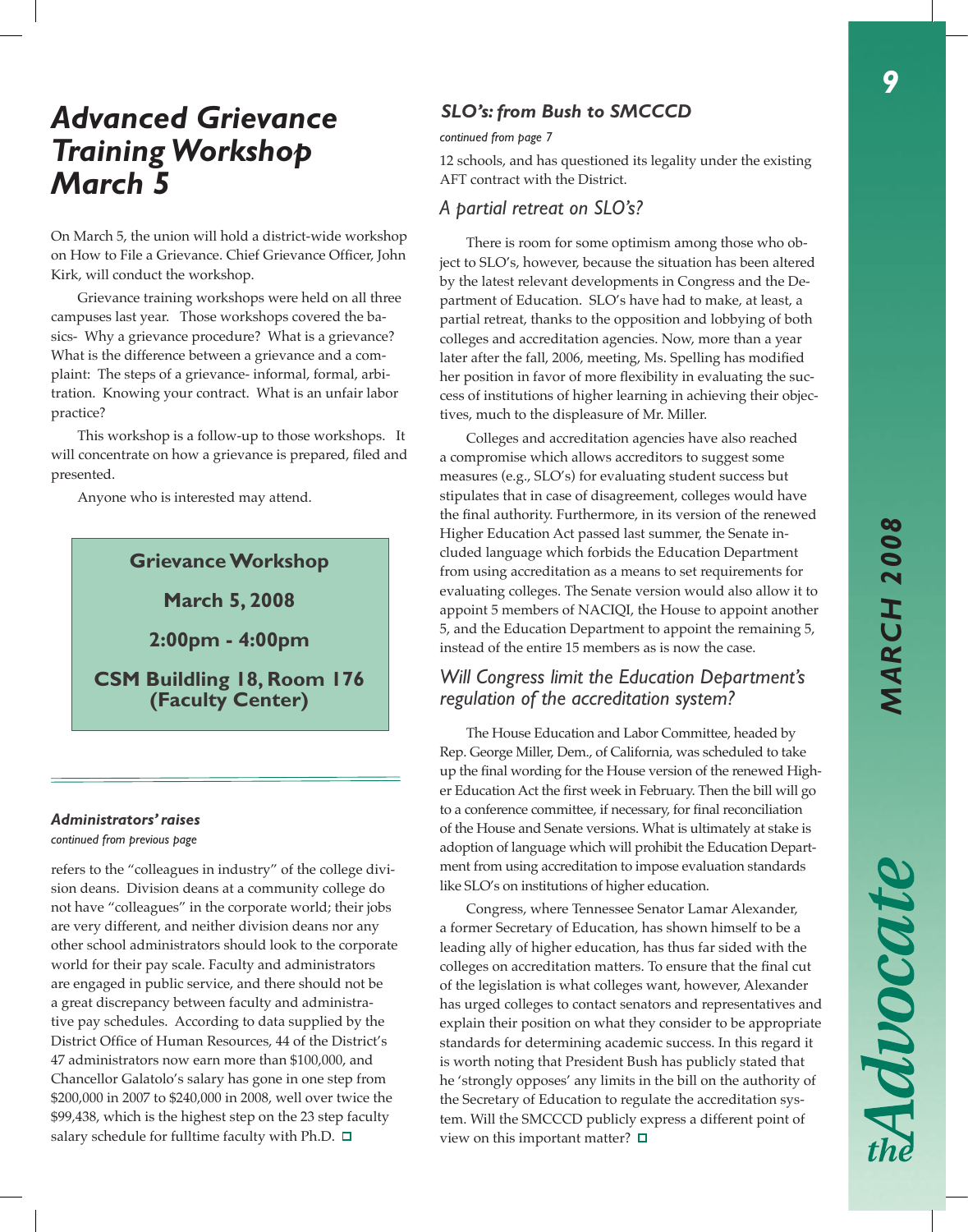# Advanced Grievance Training Workshop March 5

On March 5, the union will hold a district-wide workshop on How to File a Grievance. Chief Grievance Officer, John Kirk, will conduct the workshop.

Grievance training workshops were held on all three campuses last year. Those workshops covered the basics- Why a grievance procedure? What is a grievance? What is the difference between a grievance and a complaint: The steps of a grievance- informal, formal, arbitration. Knowing your contract. What is an unfair labor practice?

This workshop is a follow-up to those workshops. It will concentrate on how a grievance is prepared, filed and presented.

Anyone who is interested may attend.

**Grievance Workshop**

**March 5, 2008**

**2:00pm - 4:00pm**

**CSM Buildling 18, Room 176 (Faculty Center)**

### *Administrators' raises*

*continued from previous page*

refers to the "colleagues in industry" of the college division deans. Division deans at a community college do not have "colleagues" in the corporate world; their jobs are very different, and neither division deans nor any other school administrators should look to the corporate world for their pay scale. Faculty and administrators are engaged in public service, and there should not be a great discrepancy between faculty and administrative pay schedules. According to data supplied by the District Office of Human Resources, 44 of the District's 47 administrators now earn more than $100,000, and Chancellor Galatolo's salary has gone in one step from $200,000 in 2007 to $240,000 in 2008, well over twice the $99,438, which is the highest step on the 23 step faculty salary schedule for fulltime faculty with Ph.D. □

## *SLO's: from Bush to SMCCCD*

*continued from page 7*

12 schools, and has questioned its legality under the existing AFT contract with the District.

### *A partial retreat on SLO's?*

There is room for some optimism among those who object to SLO's, however, because the situation has been altered by the latest relevant developments in Congress and the Department of Education. SLO's have had to make, at least, a partial retreat, thanks to the opposition and lobbying of both colleges and accreditation agencies. Now, more than a year later after the fall, 2006, meeting, Ms. Spelling has modified her position in favor of more flexibility in evaluating the success of institutions of higher learning in achieving their objectives, much to the displeasure of Mr. Miller.

Colleges and accreditation agencies have also reached a compromise which allows accreditors to suggest some measures (e.g., SLO's) for evaluating student success but stipulates that in case of disagreement, colleges would have the final authority. Furthermore, in its version of the renewed Higher Education Act passed last summer, the Senate included language which forbids the Education Department from using accreditation as a means to set requirements for evaluating colleges. The Senate version would also allow it to appoint 5 members of NACIQI, the House to appoint another 5, and the Education Department to appoint the remaining 5, instead of the entire 15 members as is now the case.

### *Will Congress limit the Education Department's regulation of the accreditation system?*

The House Education and Labor Committee, headed by Rep. George Miller, Dem., of California, was scheduled to take up the final wording for the House version of the renewed Higher Education Act the first week in February. Then the bill will go to a conference committee, if necessary, for final reconciliation of the House and Senate versions. What is ultimately at stake is adoption of language which will prohibit the Education Department from using accreditation to impose evaluation standards like SLO's on institutions of higher education.

Congress, where Tennessee Senator Lamar Alexander, a former Secretary of Education, has shown himself to be a leading ally of higher education, has thus far sided with the colleges on accreditation matters. To ensure that the final cut of the legislation is what colleges want, however, Alexander has urged colleges to contact senators and representatives and explain their position on what they consider to be appropriate standards for determining academic success. In this regard it is worth noting that President Bush has publicly stated that he 'strongly opposes' any limits in the bill on the authority of the Secretary of Education to regulate the accreditation system. Will the SMCCCD publicly express a different point of view on this important matter? □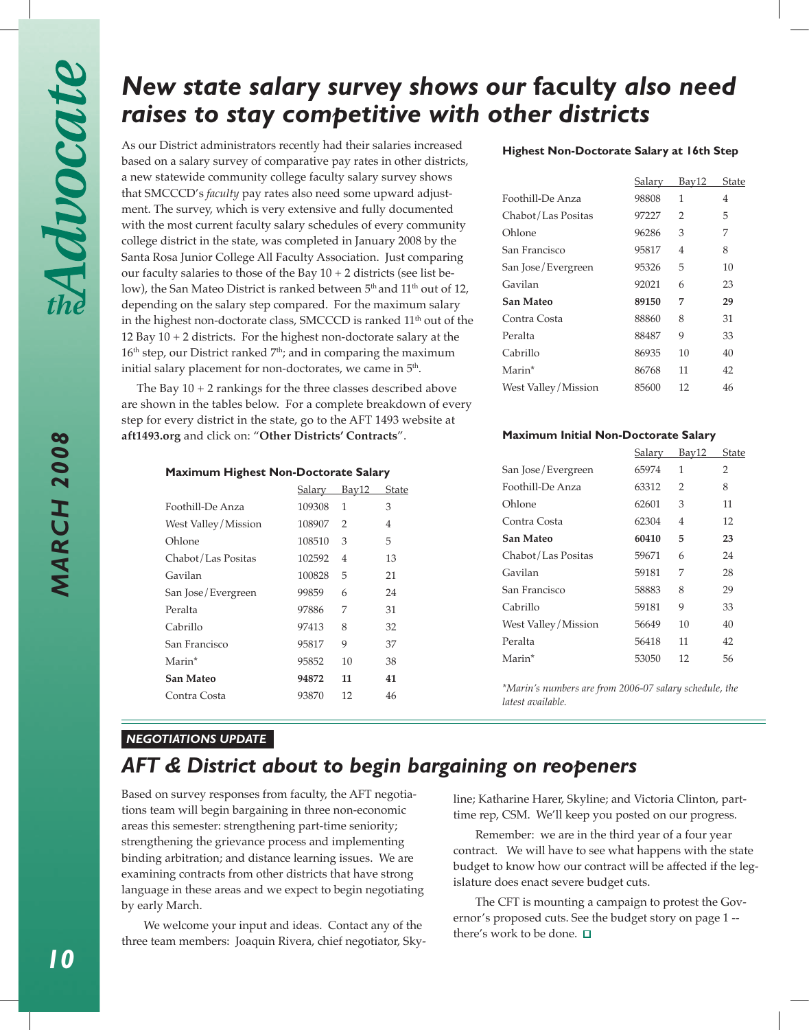# New state salary survey shows our faculty also need raises to stay competitive with other districts

As our District administrators recently had their salaries increased based on a salary survey of comparative pay rates in other districts, a new statewide community college faculty salary survey shows that SMCCCD's *faculty* pay rates also need some upward adjustment. The survey, which is very extensive and fully documented with the most current faculty salary schedules of every community college district in the state, was completed in January 2008 by the Santa Rosa Junior College All Faculty Association. Just comparing our faculty salaries to those of the Bay 10 + 2 districts (see list below), the San Mateo District is ranked between 5th and 11th out of 12, depending on the salary step compared. For the maximum salary in the highest non-doctorate class, SMCCCD is ranked 11th out of the 12 Bay 10 + 2 districts. For the highest non-doctorate salary at the 16th step, our District ranked 7th; and in comparing the maximum initial salary placement for non-doctorates, we came in 5th.

The Bay 10 + 2 rankings for the three classes described above are shown in the tables below. For a complete breakdown of every step for every district in the state, go to the AFT 1493 website at **aft1493.org** and click on: "**Other Districts' Contracts**".

**Maximum Highest Non-Doctorate Salary**

| | Salary | Bay12 | State |
|---|---|---|---|
| Foothill-De Anza | 109308 | 1 | 3 |
| West Valley/Mission | 108907 | 2 | 4 |
| Ohlone | 108510 | 3 | 5 |
| Chabot/Las Positas | 102592 | 4 | 13 |
| Gavilan | 100828 | 5 | 21 |
| San Jose/Evergreen | 99859 | 6 | 24 |
| Peralta | 97886 | 7 | 31 |
| Cabrillo | 97413 | 8 | 32 |
| San Francisco | 95817 | 9 | 37 |
| Marin* | 95852 | 10 | 38 |
| **San Mateo** | **94872** | **11** | **41** |
| Contra Costa | 93870 | 12 | 46 |

**Highest Non-Doctorate Salary at 16th Step**

| | Salary | Bay12 | State |
|---|---|---|---|
| Foothill-De Anza | 98808 | 1 | 4 |
| Chabot/Las Positas | 97227 | 2 | 5 |
| Ohlone | 96286 | 3 | 7 |
| San Francisco | 95817 | 4 | 8 |
| San Jose/Evergreen | 95326 | 5 | 10 |
| Gavilan | 92021 | 6 | 23 |
| **San Mateo** | **89150** | **7** | **29** |
| Contra Costa | 88860 | 8 | 31 |
| Peralta | 88487 | 9 | 33 |
| Cabrillo | 86935 | 10 | 40 |
| Marin* | 86768 | 11 | 42 |
| West Valley/Mission | 85600 | 12 | 46 |

**Maximum Initial Non-Doctorate Salary**

| | Salary | Bay12 | State |
|---|---|---|---|
| San Jose/Evergreen | 65974 | 1 | 2 |
| Foothill-De Anza | 63312 | 2 | 8 |
| Ohlone | 62601 | 3 | 11 |
| Contra Costa | 62304 | 4 | 12 |
| **San Mateo** | **60410** | **5** | **23** |
| Chabot/Las Positas | 59671 | 6 | 24 |
| Gavilan | 59181 | 7 | 28 |
| San Francisco | 58883 | 8 | 29 |
| Cabrillo | 59181 | 9 | 33 |
| West Valley/Mission | 56649 | 10 | 40 |
| Peralta | 56418 | 11 | 42 |
| Marin* | 53050 | 12 | 56 |

*\*Marin's numbers are from 2006-07 salary schedule, the latest available.*

***NEGOTIATIONS UPDATE***

## AFT & District about to begin bargaining on reopeners

Based on survey responses from faculty, the AFT negotiations team will begin bargaining in three non-economic areas this semester: strengthening part-time seniority; strengthening the grievance process and implementing binding arbitration; and distance learning issues. We are examining contracts from other districts that have strong language in these areas and we expect to begin negotiating by early March.

We welcome your input and ideas. Contact any of the three team members: Joaquin Rivera, chief negotiator, Skyline; Katharine Harer, Skyline; and Victoria Clinton, part-time rep, CSM. We'll keep you posted on our progress.

Remember: we are in the third year of a four year contract. We will have to see what happens with the state budget to know how our contract will be affected if the legislature does enact severe budget cuts.

The CFT is mounting a campaign to protest the Governor's proposed cuts. See the budget story on page 1 -- there's work to be done. ◻